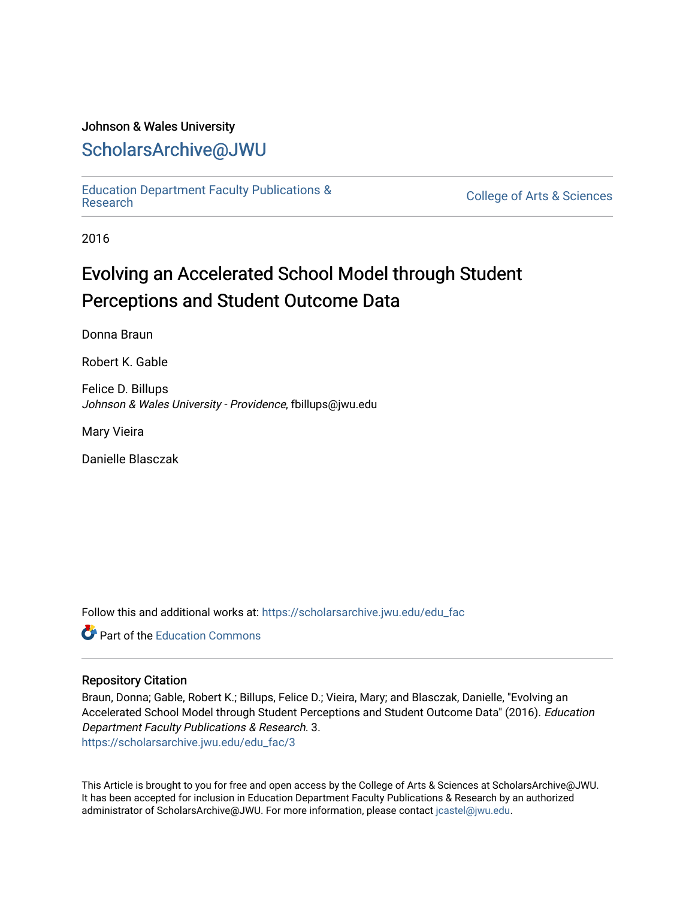Johnson & Wales University

# ScholarsArchive@JWU

Education Department Faculty Publications & Research

College of Arts & Sciences

2016

# Evolving an Accelerated School Model through Student Perceptions and Student Outcome Data

Donna Braun

Robert K. Gable

Felice D. Billups
*Johnson & Wales University - Providence*, fbillups@jwu.edu

Mary Vieira

Danielle Blasczak

Follow this and additional works at: https://scholarsarchive.jwu.edu/edu_fac

Part of the Education Commons

## Repository Citation

Braun, Donna; Gable, Robert K.; Billups, Felice D.; Vieira, Mary; and Blasczak, Danielle, "Evolving an Accelerated School Model through Student Perceptions and Student Outcome Data" (2016). *Education Department Faculty Publications & Research*. 3.
https://scholarsarchive.jwu.edu/edu_fac/3

This Article is brought to you for free and open access by the College of Arts & Sciences at ScholarsArchive@JWU. It has been accepted for inclusion in Education Department Faculty Publications & Research by an authorized administrator of ScholarsArchive@JWU. For more information, please contact jcastel@jwu.edu.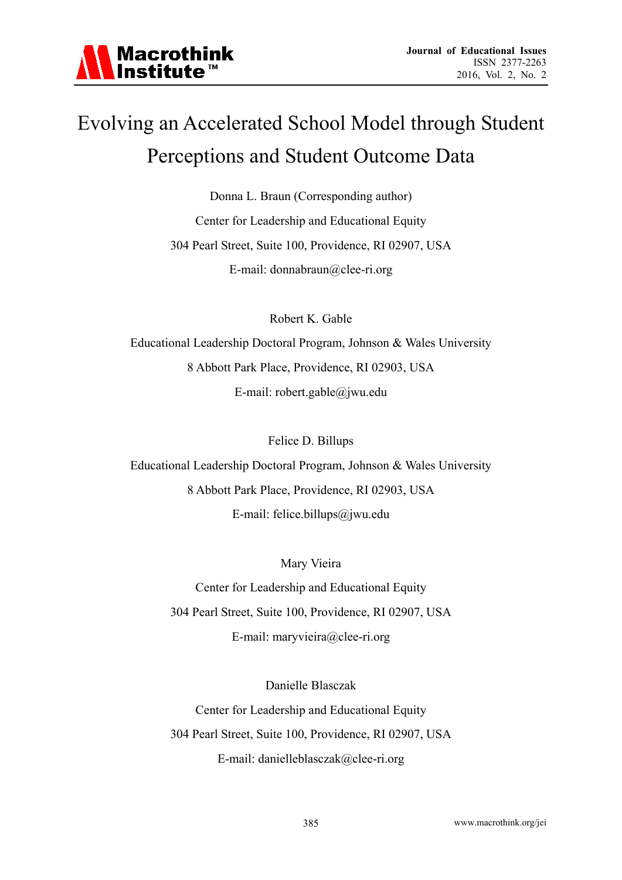# Evolving an Accelerated School Model through Student Perceptions and Student Outcome Data

Donna L. Braun (Corresponding author)

Center for Leadership and Educational Equity

304 Pearl Street, Suite 100, Providence, RI 02907, USA

E-mail: donnabraun@clee-ri.org

Robert K. Gable

Educational Leadership Doctoral Program, Johnson & Wales University

8 Abbott Park Place, Providence, RI 02903, USA

E-mail: robert.gable@jwu.edu

Felice D. Billups

Educational Leadership Doctoral Program, Johnson & Wales University

8 Abbott Park Place, Providence, RI 02903, USA

E-mail: felice.billups@jwu.edu

Mary Vieira

Center for Leadership and Educational Equity

304 Pearl Street, Suite 100, Providence, RI 02907, USA

E-mail: maryvieira@clee-ri.org

Danielle Blasczak

Center for Leadership and Educational Equity

304 Pearl Street, Suite 100, Providence, RI 02907, USA

E-mail: danielleblasczak@clee-ri.org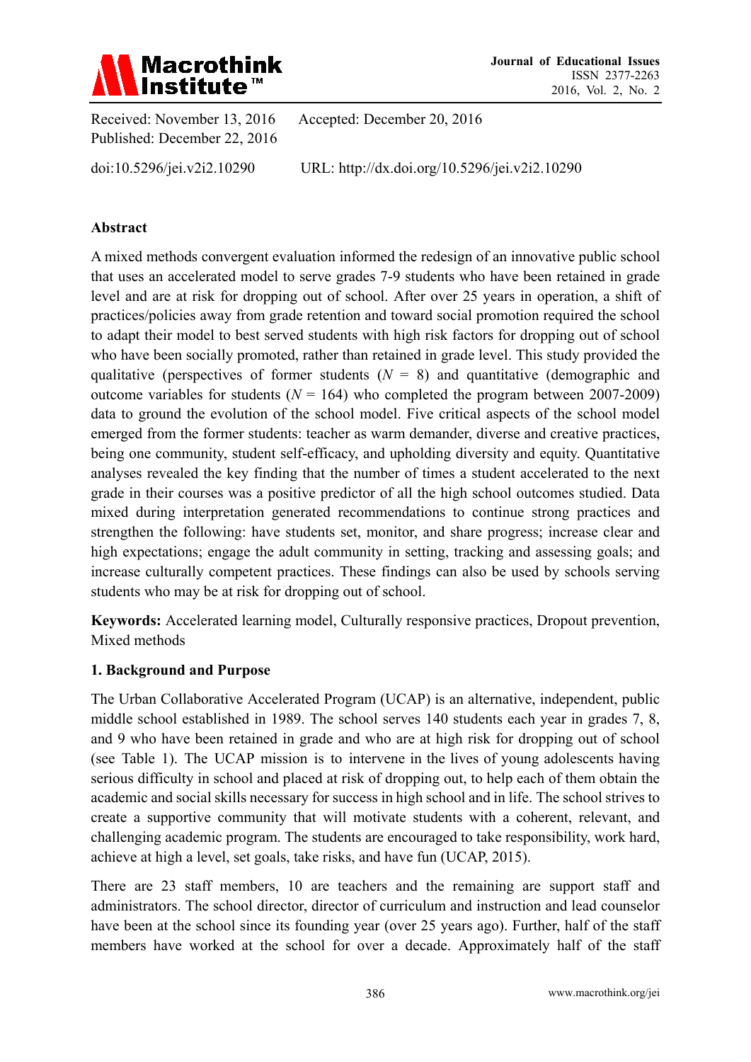Received: November 13, 2016 Accepted: December 20, 2016
Published: December 22, 2016

doi:10.5296/jei.v2i2.10290 URL: http://dx.doi.org/10.5296/jei.v2i2.10290

**Abstract**

A mixed methods convergent evaluation informed the redesign of an innovative public school that uses an accelerated model to serve grades 7-9 students who have been retained in grade level and are at risk for dropping out of school. After over 25 years in operation, a shift of practices/policies away from grade retention and toward social promotion required the school to adapt their model to best served students with high risk factors for dropping out of school who have been socially promoted, rather than retained in grade level. This study provided the qualitative (perspectives of former students ($N$ = 8) and quantitative (demographic and outcome variables for students ($N$ = 164) who completed the program between 2007-2009) data to ground the evolution of the school model. Five critical aspects of the school model emerged from the former students: teacher as warm demander, diverse and creative practices, being one community, student self-efficacy, and upholding diversity and equity. Quantitative analyses revealed the key finding that the number of times a student accelerated to the next grade in their courses was a positive predictor of all the high school outcomes studied. Data mixed during interpretation generated recommendations to continue strong practices and strengthen the following: have students set, monitor, and share progress; increase clear and high expectations; engage the adult community in setting, tracking and assessing goals; and increase culturally competent practices. These findings can also be used by schools serving students who may be at risk for dropping out of school.

**Keywords:** Accelerated learning model, Culturally responsive practices, Dropout prevention, Mixed methods

## 1. Background and Purpose

The Urban Collaborative Accelerated Program (UCAP) is an alternative, independent, public middle school established in 1989. The school serves 140 students each year in grades 7, 8, and 9 who have been retained in grade and who are at high risk for dropping out of school (see Table 1). The UCAP mission is to intervene in the lives of young adolescents having serious difficulty in school and placed at risk of dropping out, to help each of them obtain the academic and social skills necessary for success in high school and in life. The school strives to create a supportive community that will motivate students with a coherent, relevant, and challenging academic program. The students are encouraged to take responsibility, work hard, achieve at high a level, set goals, take risks, and have fun (UCAP, 2015).

There are 23 staff members, 10 are teachers and the remaining are support staff and administrators. The school director, director of curriculum and instruction and lead counselor have been at the school since its founding year (over 25 years ago). Further, half of the staff members have worked at the school for over a decade. Approximately half of the staff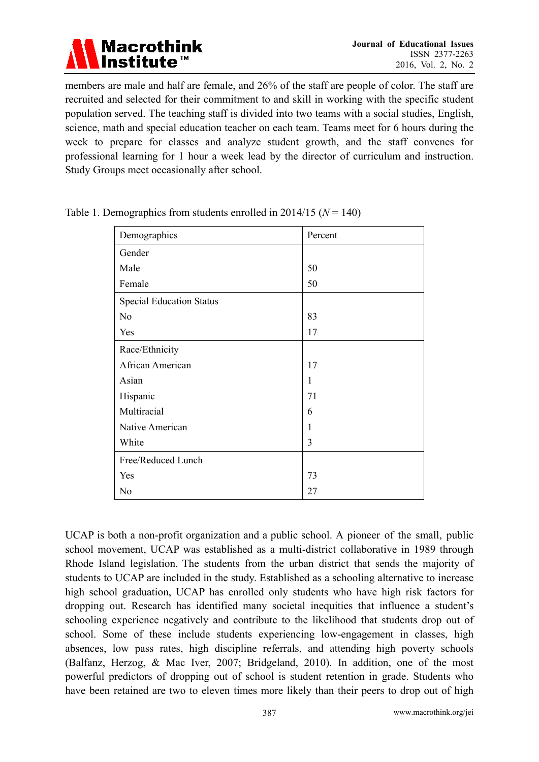members are male and half are female, and 26% of the staff are people of color. The staff are recruited and selected for their commitment to and skill in working with the specific student population served. The teaching staff is divided into two teams with a social studies, English, science, math and special education teacher on each team. Teams meet for 6 hours during the week to prepare for classes and analyze student growth, and the staff convenes for professional learning for 1 hour a week lead by the director of curriculum and instruction. Study Groups meet occasionally after school.

Table 1. Demographics from students enrolled in 2014/15 ($N = 140$)

| Demographics | Percent |
|---|---|
| Gender | |
| Male | 50 |
| Female | 50 |
| Special Education Status | |
| No | 83 |
| Yes | 17 |
| Race/Ethnicity | |
| African American | 17 |
| Asian | 1 |
| Hispanic | 71 |
| Multiracial | 6 |
| Native American | 1 |
| White | 3 |
| Free/Reduced Lunch | |
| Yes | 73 |
| No | 27 |

UCAP is both a non-profit organization and a public school. A pioneer of the small, public school movement, UCAP was established as a multi-district collaborative in 1989 through Rhode Island legislation. The students from the urban district that sends the majority of students to UCAP are included in the study. Established as a schooling alternative to increase high school graduation, UCAP has enrolled only students who have high risk factors for dropping out. Research has identified many societal inequities that influence a student's schooling experience negatively and contribute to the likelihood that students drop out of school. Some of these include students experiencing low-engagement in classes, high absences, low pass rates, high discipline referrals, and attending high poverty schools (Balfanz, Herzog, & Mac Iver, 2007; Bridgeland, 2010). In addition, one of the most powerful predictors of dropping out of school is student retention in grade. Students who have been retained are two to eleven times more likely than their peers to drop out of high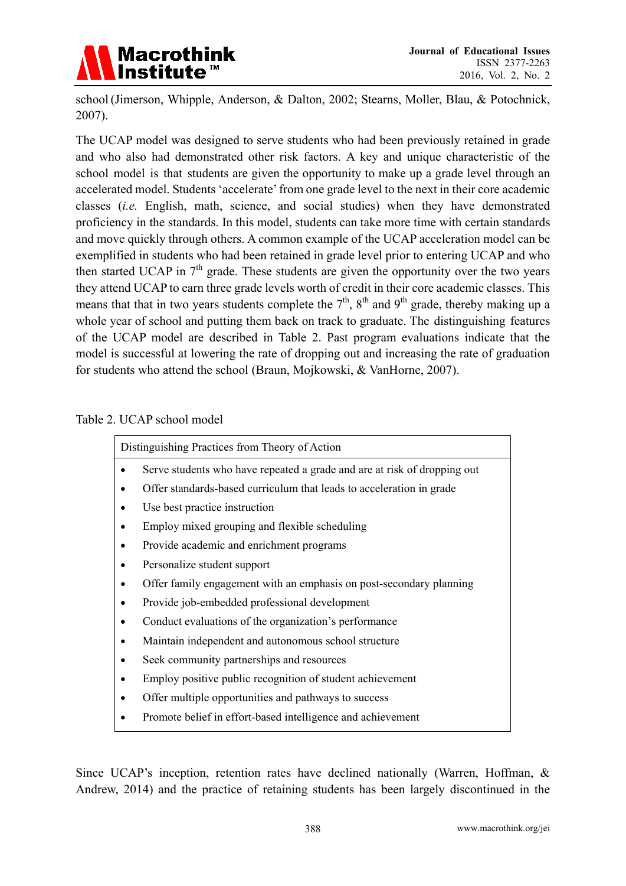school (Jimerson, Whipple, Anderson, & Dalton, 2002; Stearns, Moller, Blau, & Potochnick, 2007).

The UCAP model was designed to serve students who had been previously retained in grade and who also had demonstrated other risk factors. A key and unique characteristic of the school model is that students are given the opportunity to make up a grade level through an accelerated model. Students 'accelerate' from one grade level to the next in their core academic classes (*i.e.* English, math, science, and social studies) when they have demonstrated proficiency in the standards. In this model, students can take more time with certain standards and move quickly through others. A common example of the UCAP acceleration model can be exemplified in students who had been retained in grade level prior to entering UCAP and who then started UCAP in 7th grade. These students are given the opportunity over the two years they attend UCAP to earn three grade levels worth of credit in their core academic classes. This means that that in two years students complete the 7th, 8th and 9th grade, thereby making up a whole year of school and putting them back on track to graduate. The distinguishing features of the UCAP model are described in Table 2. Past program evaluations indicate that the model is successful at lowering the rate of dropping out and increasing the rate of graduation for students who attend the school (Braun, Mojkowski, & VanHorne, 2007).

Table 2. UCAP school model

| Distinguishing Practices from Theory of Action |
|---|
| • Serve students who have repeated a grade and are at risk of dropping out<br>• Offer standards-based curriculum that leads to acceleration in grade<br>• Use best practice instruction<br>• Employ mixed grouping and flexible scheduling<br>• Provide academic and enrichment programs<br>• Personalize student support<br>• Offer family engagement with an emphasis on post-secondary planning<br>• Provide job-embedded professional development<br>• Conduct evaluations of the organization's performance<br>• Maintain independent and autonomous school structure<br>• Seek community partnerships and resources<br>• Employ positive public recognition of student achievement<br>• Offer multiple opportunities and pathways to success<br>• Promote belief in effort-based intelligence and achievement |

Since UCAP's inception, retention rates have declined nationally (Warren, Hoffman, & Andrew, 2014) and the practice of retaining students has been largely discontinued in the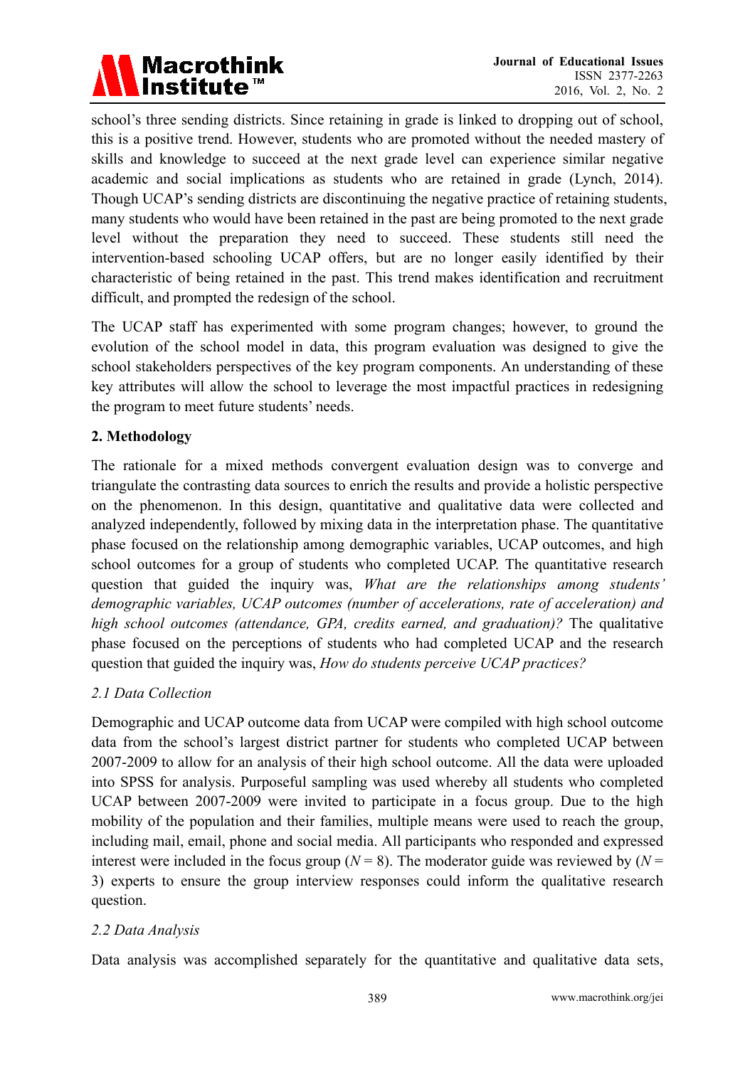school's three sending districts. Since retaining in grade is linked to dropping out of school, this is a positive trend. However, students who are promoted without the needed mastery of skills and knowledge to succeed at the next grade level can experience similar negative academic and social implications as students who are retained in grade (Lynch, 2014). Though UCAP's sending districts are discontinuing the negative practice of retaining students, many students who would have been retained in the past are being promoted to the next grade level without the preparation they need to succeed. These students still need the intervention-based schooling UCAP offers, but are no longer easily identified by their characteristic of being retained in the past. This trend makes identification and recruitment difficult, and prompted the redesign of the school.

The UCAP staff has experimented with some program changes; however, to ground the evolution of the school model in data, this program evaluation was designed to give the school stakeholders perspectives of the key program components. An understanding of these key attributes will allow the school to leverage the most impactful practices in redesigning the program to meet future students' needs.

## 2. Methodology

The rationale for a mixed methods convergent evaluation design was to converge and triangulate the contrasting data sources to enrich the results and provide a holistic perspective on the phenomenon. In this design, quantitative and qualitative data were collected and analyzed independently, followed by mixing data in the interpretation phase. The quantitative phase focused on the relationship among demographic variables, UCAP outcomes, and high school outcomes for a group of students who completed UCAP. The quantitative research question that guided the inquiry was, *What are the relationships among students' demographic variables, UCAP outcomes (number of accelerations, rate of acceleration) and high school outcomes (attendance, GPA, credits earned, and graduation)?* The qualitative phase focused on the perceptions of students who had completed UCAP and the research question that guided the inquiry was, *How do students perceive UCAP practices?*

### *2.1 Data Collection*

Demographic and UCAP outcome data from UCAP were compiled with high school outcome data from the school's largest district partner for students who completed UCAP between 2007-2009 to allow for an analysis of their high school outcome. All the data were uploaded into SPSS for analysis. Purposeful sampling was used whereby all students who completed UCAP between 2007-2009 were invited to participate in a focus group. Due to the high mobility of the population and their families, multiple means were used to reach the group, including mail, email, phone and social media. All participants who responded and expressed interest were included in the focus group ($N = 8$). The moderator guide was reviewed by ($N = 3$) experts to ensure the group interview responses could inform the qualitative research question.

### *2.2 Data Analysis*

Data analysis was accomplished separately for the quantitative and qualitative data sets,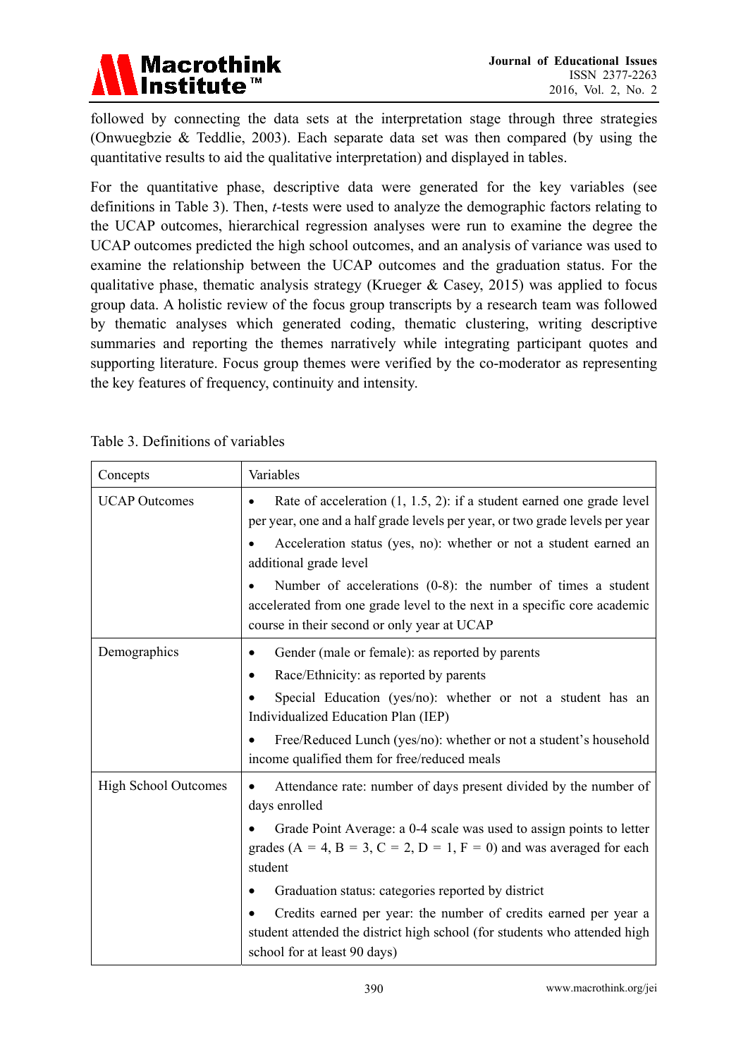followed by connecting the data sets at the interpretation stage through three strategies (Onwuegbzie & Teddlie, 2003). Each separate data set was then compared (by using the quantitative results to aid the qualitative interpretation) and displayed in tables.

For the quantitative phase, descriptive data were generated for the key variables (see definitions in Table 3). Then, *t*-tests were used to analyze the demographic factors relating to the UCAP outcomes, hierarchical regression analyses were run to examine the degree the UCAP outcomes predicted the high school outcomes, and an analysis of variance was used to examine the relationship between the UCAP outcomes and the graduation status. For the qualitative phase, thematic analysis strategy (Krueger & Casey, 2015) was applied to focus group data. A holistic review of the focus group transcripts by a research team was followed by thematic analyses which generated coding, thematic clustering, writing descriptive summaries and reporting the themes narratively while integrating participant quotes and supporting literature. Focus group themes were verified by the co-moderator as representing the key features of frequency, continuity and intensity.

Table 3. Definitions of variables

| Concepts | Variables |
|---|---|
| UCAP Outcomes | • Rate of acceleration (1, 1.5, 2): if a student earned one grade level per year, one and a half grade levels per year, or two grade levels per year<br>• Acceleration status (yes, no): whether or not a student earned an additional grade level<br>• Number of accelerations (0-8): the number of times a student accelerated from one grade level to the next in a specific core academic course in their second or only year at UCAP |
| Demographics | • Gender (male or female): as reported by parents<br>• Race/Ethnicity: as reported by parents<br>• Special Education (yes/no): whether or not a student has an Individualized Education Plan (IEP)<br>• Free/Reduced Lunch (yes/no): whether or not a student's household income qualified them for free/reduced meals |
| High School Outcomes | • Attendance rate: number of days present divided by the number of days enrolled<br>• Grade Point Average: a 0-4 scale was used to assign points to letter grades (A = 4, B = 3, C = 2, D = 1, F = 0) and was averaged for each student<br>• Graduation status: categories reported by district<br>• Credits earned per year: the number of credits earned per year a student attended the district high school (for students who attended high school for at least 90 days) |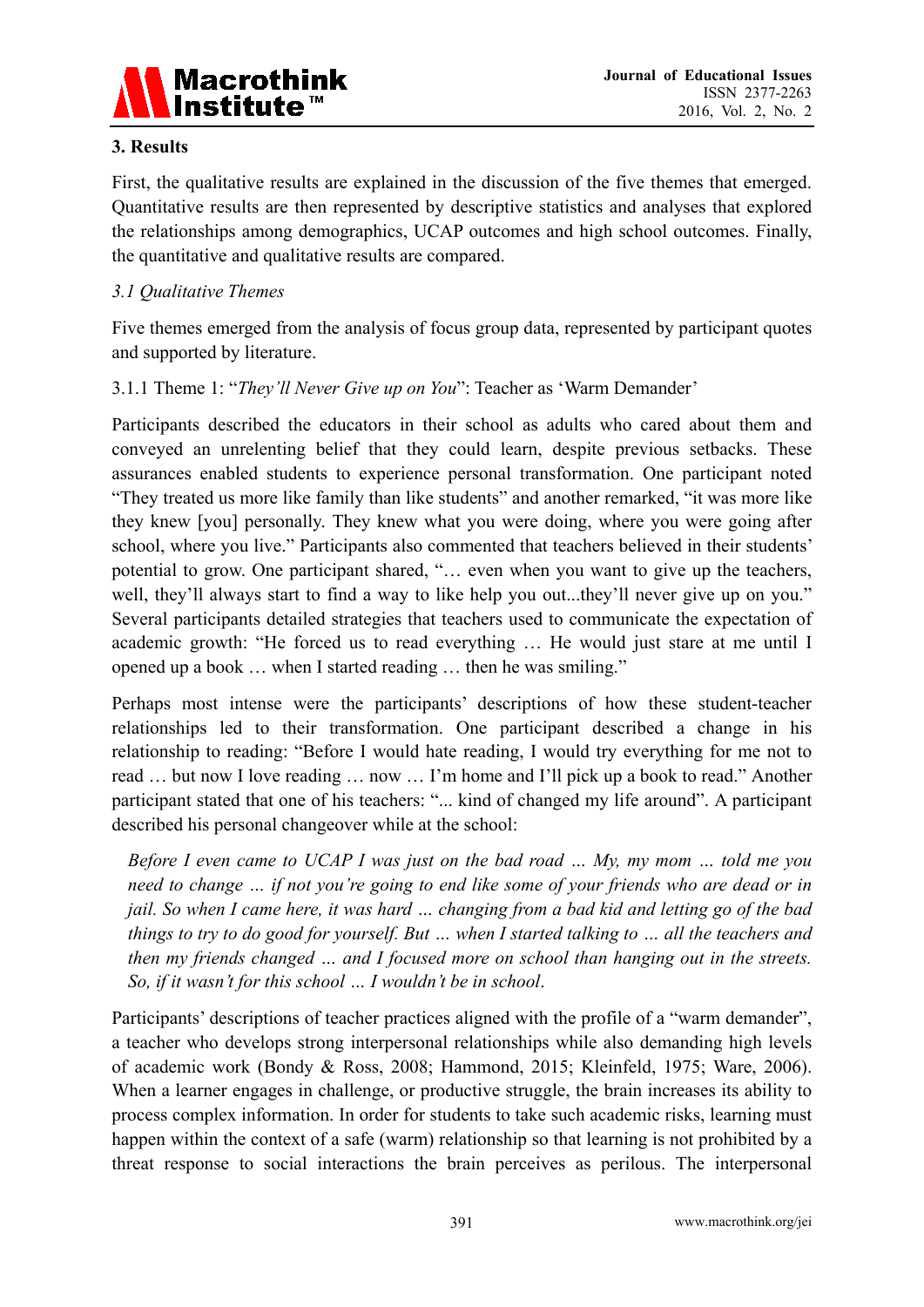## 3. Results

First, the qualitative results are explained in the discussion of the five themes that emerged. Quantitative results are then represented by descriptive statistics and analyses that explored the relationships among demographics, UCAP outcomes and high school outcomes. Finally, the quantitative and qualitative results are compared.

### *3.1 Qualitative Themes*

Five themes emerged from the analysis of focus group data, represented by participant quotes and supported by literature.

#### 3.1.1 Theme 1: "*They'll Never Give up on You*": Teacher as 'Warm Demander'

Participants described the educators in their school as adults who cared about them and conveyed an unrelenting belief that they could learn, despite previous setbacks. These assurances enabled students to experience personal transformation. One participant noted "They treated us more like family than like students" and another remarked, "it was more like they knew [you] personally. They knew what you were doing, where you were going after school, where you live." Participants also commented that teachers believed in their students' potential to grow. One participant shared, "… even when you want to give up the teachers, well, they'll always start to find a way to like help you out...they'll never give up on you." Several participants detailed strategies that teachers used to communicate the expectation of academic growth: "He forced us to read everything … He would just stare at me until I opened up a book … when I started reading … then he was smiling."

Perhaps most intense were the participants' descriptions of how these student-teacher relationships led to their transformation. One participant described a change in his relationship to reading: "Before I would hate reading, I would try everything for me not to read … but now I love reading … now … I'm home and I'll pick up a book to read." Another participant stated that one of his teachers: "... kind of changed my life around". A participant described his personal changeover while at the school:

> *Before I even came to UCAP I was just on the bad road … My, my mom … told me you need to change … if not you're going to end like some of your friends who are dead or in jail. So when I came here, it was hard … changing from a bad kid and letting go of the bad things to try to do good for yourself. But … when I started talking to … all the teachers and then my friends changed … and I focused more on school than hanging out in the streets. So, if it wasn't for this school … I wouldn't be in school.*

Participants' descriptions of teacher practices aligned with the profile of a "warm demander", a teacher who develops strong interpersonal relationships while also demanding high levels of academic work (Bondy & Ross, 2008; Hammond, 2015; Kleinfeld, 1975; Ware, 2006). When a learner engages in challenge, or productive struggle, the brain increases its ability to process complex information. In order for students to take such academic risks, learning must happen within the context of a safe (warm) relationship so that learning is not prohibited by a threat response to social interactions the brain perceives as perilous. The interpersonal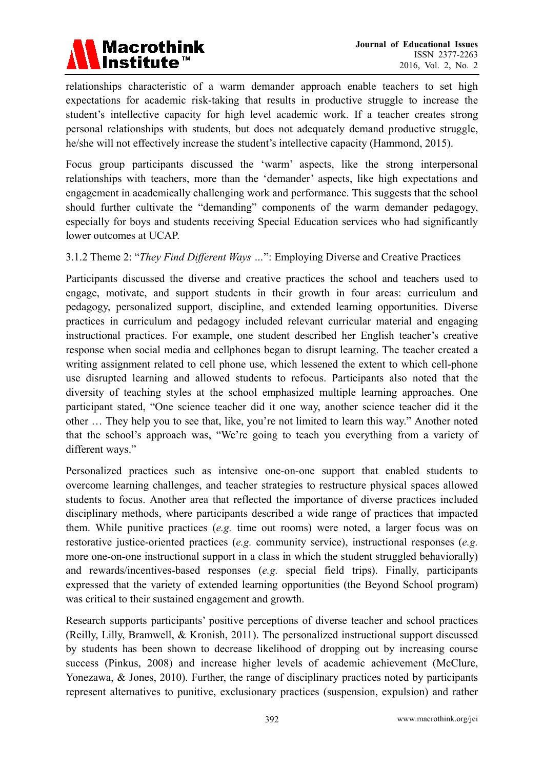relationships characteristic of a warm demander approach enable teachers to set high expectations for academic risk-taking that results in productive struggle to increase the student's intellective capacity for high level academic work. If a teacher creates strong personal relationships with students, but does not adequately demand productive struggle, he/she will not effectively increase the student's intellective capacity (Hammond, 2015).

Focus group participants discussed the 'warm' aspects, like the strong interpersonal relationships with teachers, more than the 'demander' aspects, like high expectations and engagement in academically challenging work and performance. This suggests that the school should further cultivate the "demanding" components of the warm demander pedagogy, especially for boys and students receiving Special Education services who had significantly lower outcomes at UCAP.

### 3.1.2 Theme 2: "*They Find Different Ways …*": Employing Diverse and Creative Practices

Participants discussed the diverse and creative practices the school and teachers used to engage, motivate, and support students in their growth in four areas: curriculum and pedagogy, personalized support, discipline, and extended learning opportunities. Diverse practices in curriculum and pedagogy included relevant curricular material and engaging instructional practices. For example, one student described her English teacher's creative response when social media and cellphones began to disrupt learning. The teacher created a writing assignment related to cell phone use, which lessened the extent to which cell-phone use disrupted learning and allowed students to refocus. Participants also noted that the diversity of teaching styles at the school emphasized multiple learning approaches. One participant stated, "One science teacher did it one way, another science teacher did it the other … They help you to see that, like, you're not limited to learn this way." Another noted that the school's approach was, "We're going to teach you everything from a variety of different ways."

Personalized practices such as intensive one-on-one support that enabled students to overcome learning challenges, and teacher strategies to restructure physical spaces allowed students to focus. Another area that reflected the importance of diverse practices included disciplinary methods, where participants described a wide range of practices that impacted them. While punitive practices (*e.g.* time out rooms) were noted, a larger focus was on restorative justice-oriented practices (*e.g.* community service), instructional responses (*e.g.* more one-on-one instructional support in a class in which the student struggled behaviorally) and rewards/incentives-based responses (*e.g.* special field trips). Finally, participants expressed that the variety of extended learning opportunities (the Beyond School program) was critical to their sustained engagement and growth.

Research supports participants' positive perceptions of diverse teacher and school practices (Reilly, Lilly, Bramwell, & Kronish, 2011). The personalized instructional support discussed by students has been shown to decrease likelihood of dropping out by increasing course success (Pinkus, 2008) and increase higher levels of academic achievement (McClure, Yonezawa, & Jones, 2010). Further, the range of disciplinary practices noted by participants represent alternatives to punitive, exclusionary practices (suspension, expulsion) and rather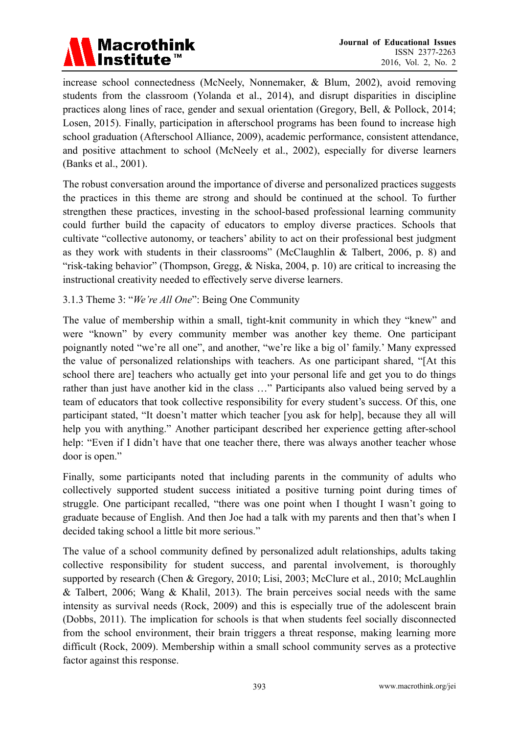increase school connectedness (McNeely, Nonnemaker, & Blum, 2002), avoid removing students from the classroom (Yolanda et al., 2014), and disrupt disparities in discipline practices along lines of race, gender and sexual orientation (Gregory, Bell, & Pollock, 2014; Losen, 2015). Finally, participation in afterschool programs has been found to increase high school graduation (Afterschool Alliance, 2009), academic performance, consistent attendance, and positive attachment to school (McNeely et al., 2002), especially for diverse learners (Banks et al., 2001).

The robust conversation around the importance of diverse and personalized practices suggests the practices in this theme are strong and should be continued at the school. To further strengthen these practices, investing in the school-based professional learning community could further build the capacity of educators to employ diverse practices. Schools that cultivate "collective autonomy, or teachers' ability to act on their professional best judgment as they work with students in their classrooms" (McClaughlin & Talbert, 2006, p. 8) and "risk-taking behavior" (Thompson, Gregg, & Niska, 2004, p. 10) are critical to increasing the instructional creativity needed to effectively serve diverse learners.

#### 3.1.3 Theme 3: "*We're All One*": Being One Community

The value of membership within a small, tight-knit community in which they "knew" and were "known" by every community member was another key theme. One participant poignantly noted "we're all one", and another, "we're like a big ol' family.' Many expressed the value of personalized relationships with teachers. As one participant shared, "[At this school there are] teachers who actually get into your personal life and get you to do things rather than just have another kid in the class …" Participants also valued being served by a team of educators that took collective responsibility for every student's success. Of this, one participant stated, "It doesn't matter which teacher [you ask for help], because they all will help you with anything." Another participant described her experience getting after-school help: "Even if I didn't have that one teacher there, there was always another teacher whose door is open."

Finally, some participants noted that including parents in the community of adults who collectively supported student success initiated a positive turning point during times of struggle. One participant recalled, "there was one point when I thought I wasn't going to graduate because of English. And then Joe had a talk with my parents and then that's when I decided taking school a little bit more serious."

The value of a school community defined by personalized adult relationships, adults taking collective responsibility for student success, and parental involvement, is thoroughly supported by research (Chen & Gregory, 2010; Lisi, 2003; McClure et al., 2010; McLaughlin & Talbert, 2006; Wang & Khalil, 2013). The brain perceives social needs with the same intensity as survival needs (Rock, 2009) and this is especially true of the adolescent brain (Dobbs, 2011). The implication for schools is that when students feel socially disconnected from the school environment, their brain triggers a threat response, making learning more difficult (Rock, 2009). Membership within a small school community serves as a protective factor against this response.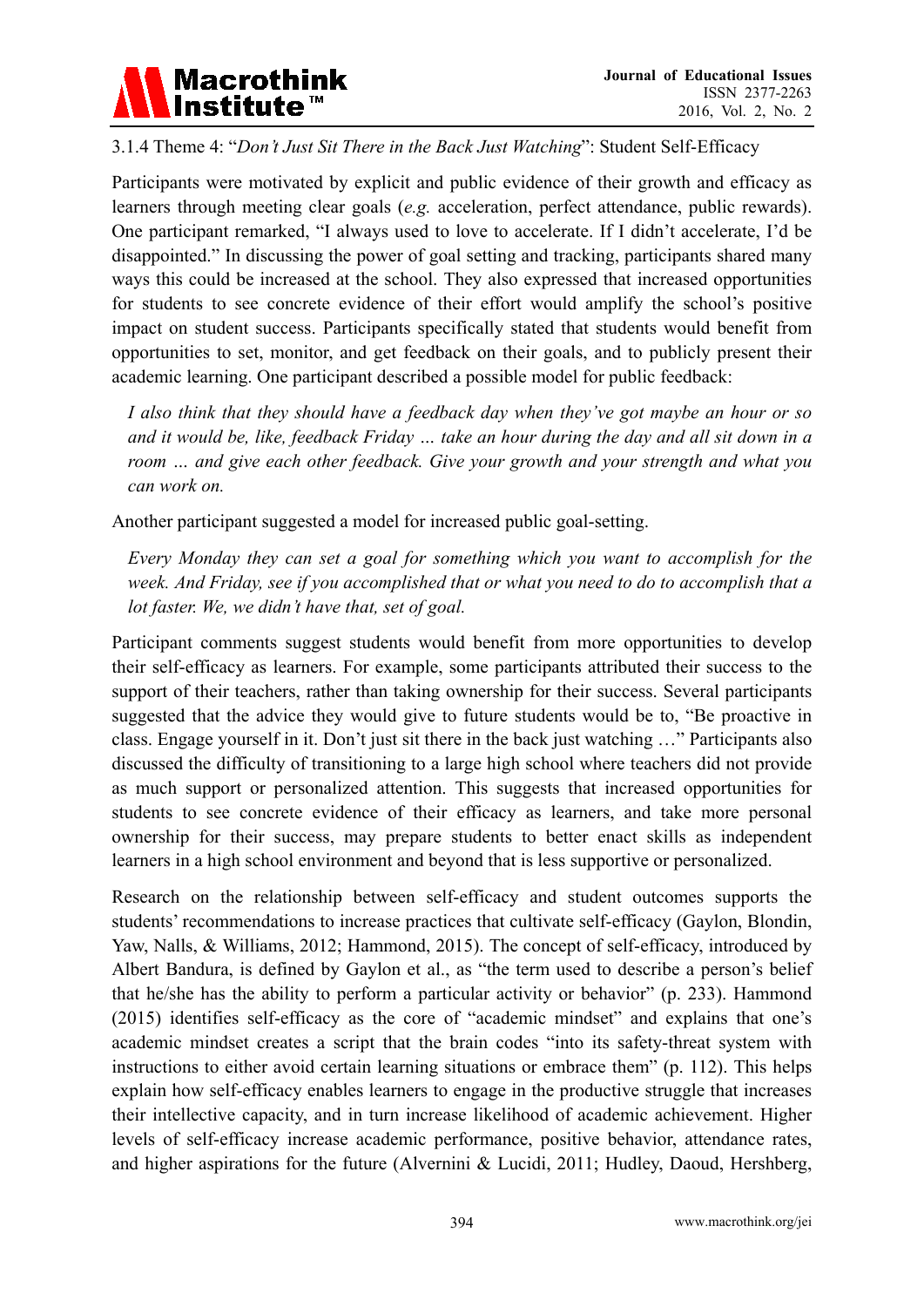#### 3.1.4 Theme 4: "*Don't Just Sit There in the Back Just Watching*": Student Self-Efficacy

Participants were motivated by explicit and public evidence of their growth and efficacy as learners through meeting clear goals (*e.g.* acceleration, perfect attendance, public rewards). One participant remarked, "I always used to love to accelerate. If I didn't accelerate, I'd be disappointed." In discussing the power of goal setting and tracking, participants shared many ways this could be increased at the school. They also expressed that increased opportunities for students to see concrete evidence of their effort would amplify the school's positive impact on student success. Participants specifically stated that students would benefit from opportunities to set, monitor, and get feedback on their goals, and to publicly present their academic learning. One participant described a possible model for public feedback:

> *I also think that they should have a feedback day when they've got maybe an hour or so and it would be, like, feedback Friday … take an hour during the day and all sit down in a room … and give each other feedback. Give your growth and your strength and what you can work on.*

Another participant suggested a model for increased public goal-setting.

> *Every Monday they can set a goal for something which you want to accomplish for the week. And Friday, see if you accomplished that or what you need to do to accomplish that a lot faster. We, we didn't have that, set of goal.*

Participant comments suggest students would benefit from more opportunities to develop their self-efficacy as learners. For example, some participants attributed their success to the support of their teachers, rather than taking ownership for their success. Several participants suggested that the advice they would give to future students would be to, "Be proactive in class. Engage yourself in it. Don't just sit there in the back just watching …" Participants also discussed the difficulty of transitioning to a large high school where teachers did not provide as much support or personalized attention. This suggests that increased opportunities for students to see concrete evidence of their efficacy as learners, and take more personal ownership for their success, may prepare students to better enact skills as independent learners in a high school environment and beyond that is less supportive or personalized.

Research on the relationship between self-efficacy and student outcomes supports the students' recommendations to increase practices that cultivate self-efficacy (Gaylon, Blondin, Yaw, Nalls, & Williams, 2012; Hammond, 2015). The concept of self-efficacy, introduced by Albert Bandura, is defined by Gaylon et al., as "the term used to describe a person's belief that he/she has the ability to perform a particular activity or behavior" (p. 233). Hammond (2015) identifies self-efficacy as the core of "academic mindset" and explains that one's academic mindset creates a script that the brain codes "into its safety-threat system with instructions to either avoid certain learning situations or embrace them" (p. 112). This helps explain how self-efficacy enables learners to engage in the productive struggle that increases their intellective capacity, and in turn increase likelihood of academic achievement. Higher levels of self-efficacy increase academic performance, positive behavior, attendance rates, and higher aspirations for the future (Alvernini & Lucidi, 2011; Hudley, Daoud, Hershberg,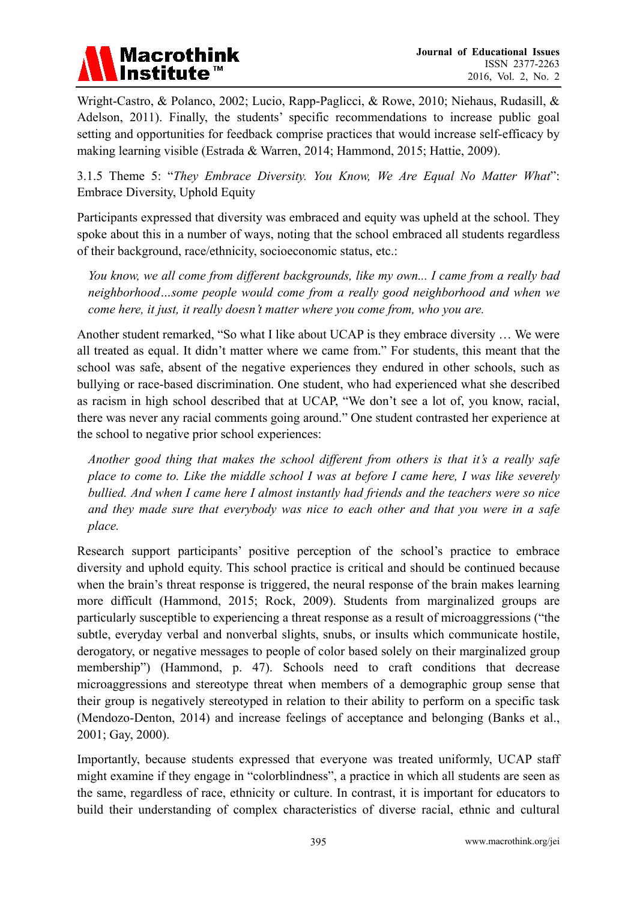Wright-Castro, & Polanco, 2002; Lucio, Rapp-Paglicci, & Rowe, 2010; Niehaus, Rudasill, & Adelson, 2011). Finally, the students' specific recommendations to increase public goal setting and opportunities for feedback comprise practices that would increase self-efficacy by making learning visible (Estrada & Warren, 2014; Hammond, 2015; Hattie, 2009).

#### 3.1.5 Theme 5: "*They Embrace Diversity. You Know, We Are Equal No Matter What*": Embrace Diversity, Uphold Equity

Participants expressed that diversity was embraced and equity was upheld at the school. They spoke about this in a number of ways, noting that the school embraced all students regardless of their background, race/ethnicity, socioeconomic status, etc.:

> *You know, we all come from different backgrounds, like my own... I came from a really bad neighborhood…some people would come from a really good neighborhood and when we come here, it just, it really doesn't matter where you come from, who you are.*

Another student remarked, "So what I like about UCAP is they embrace diversity … We were all treated as equal. It didn't matter where we came from." For students, this meant that the school was safe, absent of the negative experiences they endured in other schools, such as bullying or race-based discrimination. One student, who had experienced what she described as racism in high school described that at UCAP, "We don't see a lot of, you know, racial, there was never any racial comments going around." One student contrasted her experience at the school to negative prior school experiences:

> *Another good thing that makes the school different from others is that it's a really safe place to come to. Like the middle school I was at before I came here, I was like severely bullied. And when I came here I almost instantly had friends and the teachers were so nice and they made sure that everybody was nice to each other and that you were in a safe place.*

Research support participants' positive perception of the school's practice to embrace diversity and uphold equity. This school practice is critical and should be continued because when the brain's threat response is triggered, the neural response of the brain makes learning more difficult (Hammond, 2015; Rock, 2009). Students from marginalized groups are particularly susceptible to experiencing a threat response as a result of microaggressions ("the subtle, everyday verbal and nonverbal slights, snubs, or insults which communicate hostile, derogatory, or negative messages to people of color based solely on their marginalized group membership") (Hammond, p. 47). Schools need to craft conditions that decrease microaggressions and stereotype threat when members of a demographic group sense that their group is negatively stereotyped in relation to their ability to perform on a specific task (Mendozo-Denton, 2014) and increase feelings of acceptance and belonging (Banks et al., 2001; Gay, 2000).

Importantly, because students expressed that everyone was treated uniformly, UCAP staff might examine if they engage in "colorblindness", a practice in which all students are seen as the same, regardless of race, ethnicity or culture. In contrast, it is important for educators to build their understanding of complex characteristics of diverse racial, ethnic and cultural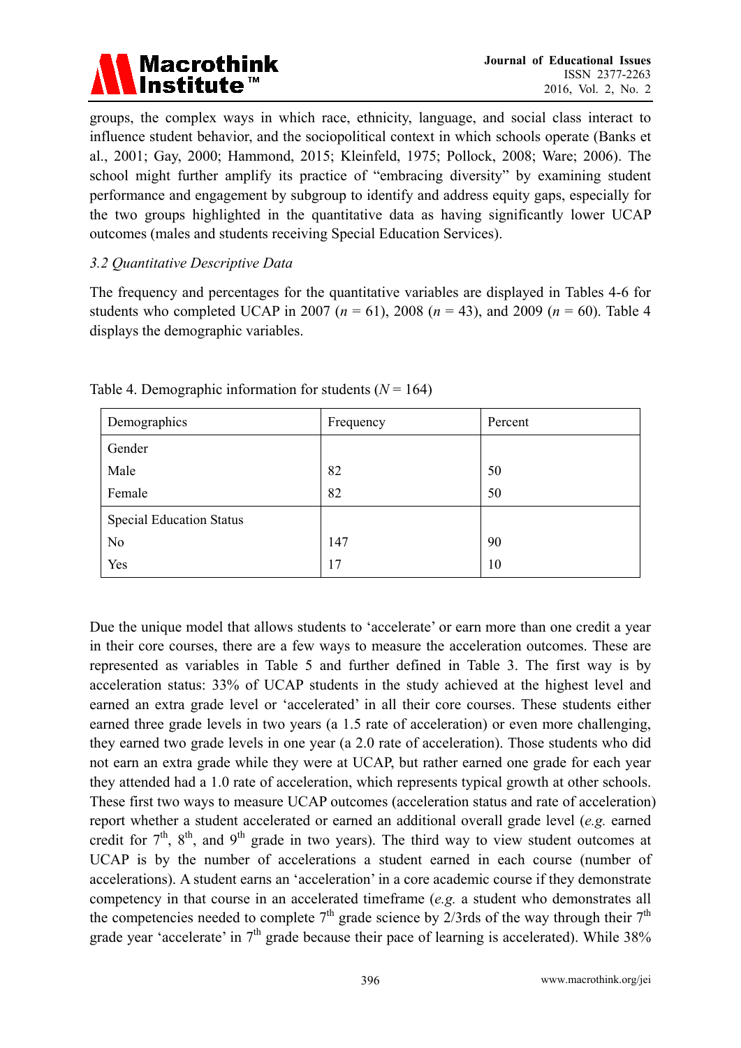groups, the complex ways in which race, ethnicity, language, and social class interact to influence student behavior, and the sociopolitical context in which schools operate (Banks et al., 2001; Gay, 2000; Hammond, 2015; Kleinfeld, 1975; Pollock, 2008; Ware; 2006). The school might further amplify its practice of "embracing diversity" by examining student performance and engagement by subgroup to identify and address equity gaps, especially for the two groups highlighted in the quantitative data as having significantly lower UCAP outcomes (males and students receiving Special Education Services).

### *3.2 Quantitative Descriptive Data*

The frequency and percentages for the quantitative variables are displayed in Tables 4-6 for students who completed UCAP in 2007 ($n$ = 61), 2008 ($n$ = 43), and 2009 ($n$ = 60). Table 4 displays the demographic variables.

Table 4. Demographic information for students ($N$ = 164)

| Demographics | Frequency | Percent |
|---|---|---|
| Gender | | |
| Male | 82 | 50 |
| Female | 82 | 50 |
| Special Education Status | | |
| No | 147 | 90 |
| Yes | 17 | 10 |

Due the unique model that allows students to 'accelerate' or earn more than one credit a year in their core courses, there are a few ways to measure the acceleration outcomes. These are represented as variables in Table 5 and further defined in Table 3. The first way is by acceleration status: 33% of UCAP students in the study achieved at the highest level and earned an extra grade level or 'accelerated' in all their core courses. These students either earned three grade levels in two years (a 1.5 rate of acceleration) or even more challenging, they earned two grade levels in one year (a 2.0 rate of acceleration). Those students who did not earn an extra grade while they were at UCAP, but rather earned one grade for each year they attended had a 1.0 rate of acceleration, which represents typical growth at other schools. These first two ways to measure UCAP outcomes (acceleration status and rate of acceleration) report whether a student accelerated or earned an additional overall grade level (*e.g.* earned credit for 7th, 8th, and 9th grade in two years). The third way to view student outcomes at UCAP is by the number of accelerations a student earned in each course (number of accelerations). A student earns an 'acceleration' in a core academic course if they demonstrate competency in that course in an accelerated timeframe (*e.g.* a student who demonstrates all the competencies needed to complete 7th grade science by 2/3rds of the way through their 7th grade year 'accelerate' in 7th grade because their pace of learning is accelerated). While 38%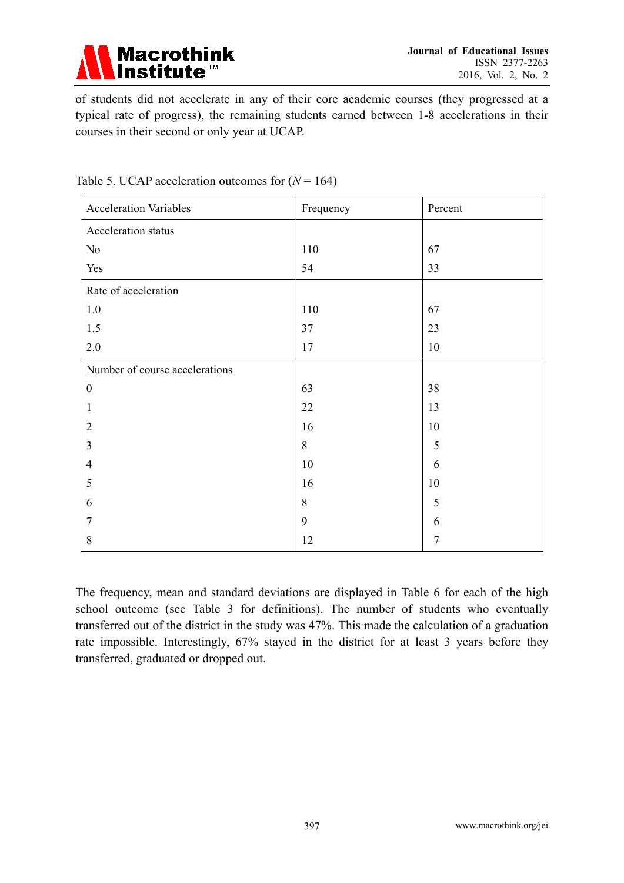of students did not accelerate in any of their core academic courses (they progressed at a typical rate of progress), the remaining students earned between 1-8 accelerations in their courses in their second or only year at UCAP.

Table 5. UCAP acceleration outcomes for ($N$ = 164)

| Acceleration Variables | Frequency | Percent |
|---|---|---|
| Acceleration status | | |
| No | 110 | 67 |
| Yes | 54 | 33 |
| Rate of acceleration | | |
| 1.0 | 110 | 67 |
| 1.5 | 37 | 23 |
| 2.0 | 17 | 10 |
| Number of course accelerations | | |
| 0 | 63 | 38 |
| 1 | 22 | 13 |
| 2 | 16 | 10 |
| 3 | 8 | 5 |
| 4 | 10 | 6 |
| 5 | 16 | 10 |
| 6 | 8 | 5 |
| 7 | 9 | 6 |
| 8 | 12 | 7 |

The frequency, mean and standard deviations are displayed in Table 6 for each of the high school outcome (see Table 3 for definitions). The number of students who eventually transferred out of the district in the study was 47%. This made the calculation of a graduation rate impossible. Interestingly, 67% stayed in the district for at least 3 years before they transferred, graduated or dropped out.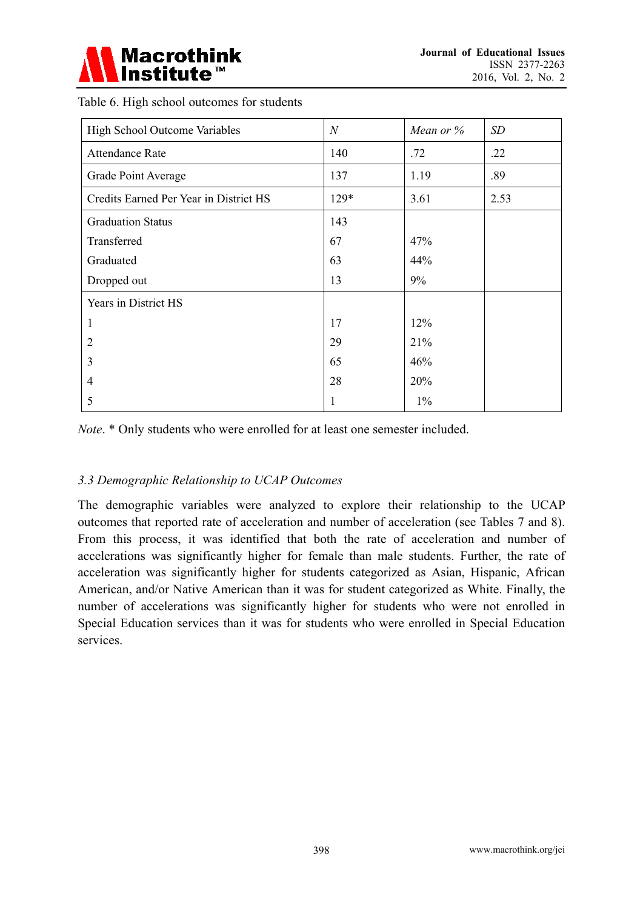Table 6. High school outcomes for students

| High School Outcome Variables | *N* | *Mean or %* | *SD* |
|---|---|---|---|
| Attendance Rate | 140 | .72 | .22 |
| Grade Point Average | 137 | 1.19 | .89 |
| Credits Earned Per Year in District HS | 129* | 3.61 | 2.53 |
| Graduation Status | 143 | | |
| Transferred | 67 | 47% | |
| Graduated | 63 | 44% | |
| Dropped out | 13 | 9% | |
| Years in District HS | | | |
| 1 | 17 | 12% | |
| 2 | 29 | 21% | |
| 3 | 65 | 46% | |
| 4 | 28 | 20% | |
| 5 | 1 | 1% | |

*Note*. * Only students who were enrolled for at least one semester included.

### *3.3 Demographic Relationship to UCAP Outcomes*

The demographic variables were analyzed to explore their relationship to the UCAP outcomes that reported rate of acceleration and number of acceleration (see Tables 7 and 8). From this process, it was identified that both the rate of acceleration and number of accelerations was significantly higher for female than male students. Further, the rate of acceleration was significantly higher for students categorized as Asian, Hispanic, African American, and/or Native American than it was for student categorized as White. Finally, the number of accelerations was significantly higher for students who were not enrolled in Special Education services than it was for students who were enrolled in Special Education services.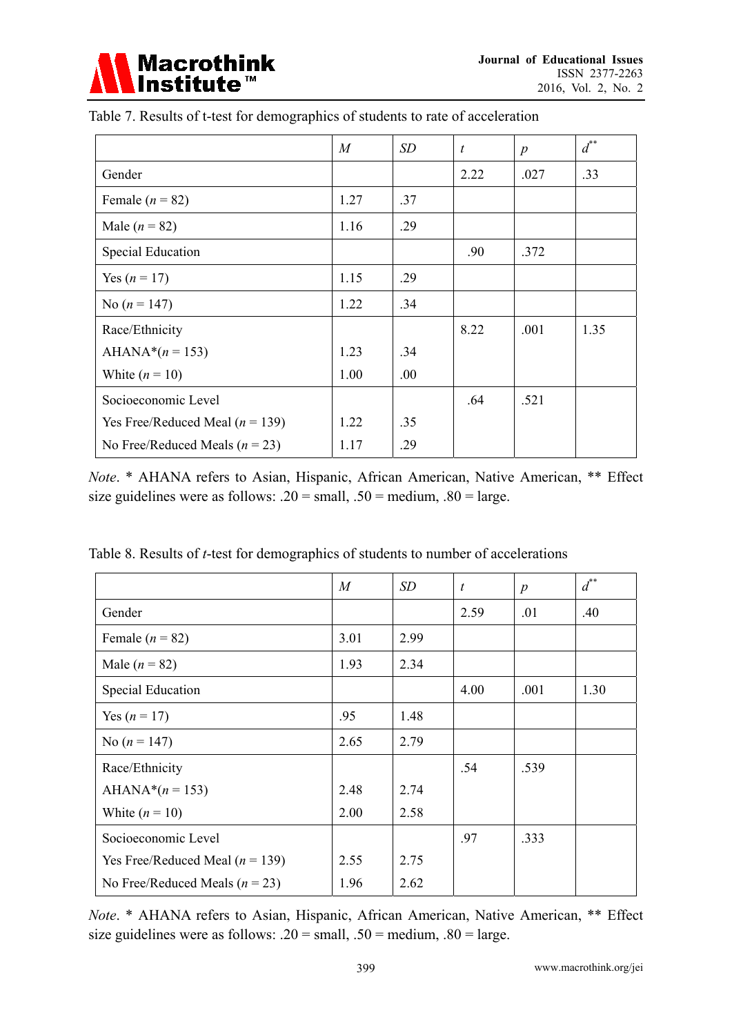Table 7. Results of t-test for demographics of students to rate of acceleration

| | *M* | *SD* | *t* | *p* | $d^{**}$ |
|---|---|---|---|---|---|
| Gender | | | 2.22 | .027 | .33 |
| Female (*n* = 82) | 1.27 | .37 | | | |
| Male (*n* = 82) | 1.16 | .29 | | | |
| Special Education | | | .90 | .372 | |
| Yes (*n* = 17) | 1.15 | .29 | | | |
| No (*n* = 147) | 1.22 | .34 | | | |
| Race/Ethnicity | | | 8.22 | .001 | 1.35 |
| AHANA*(*n* = 153) | 1.23 | .34 | | | |
| White (*n* = 10) | 1.00 | .00 | | | |
| Socioeconomic Level | | | .64 | .521 | |
| Yes Free/Reduced Meal (*n* = 139) | 1.22 | .35 | | | |
| No Free/Reduced Meals (*n* = 23) | 1.17 | .29 | | | |

*Note*. * AHANA refers to Asian, Hispanic, African American, Native American, ** Effect size guidelines were as follows: .20 = small, .50 = medium, .80 = large.

Table 8. Results of *t*-test for demographics of students to number of accelerations

| | *M* | *SD* | *t* | *p* | $d^{**}$ |
|---|---|---|---|---|---|
| Gender | | | 2.59 | .01 | .40 |
| Female (*n* = 82) | 3.01 | 2.99 | | | |
| Male (*n* = 82) | 1.93 | 2.34 | | | |
| Special Education | | | 4.00 | .001 | 1.30 |
| Yes (*n* = 17) | .95 | 1.48 | | | |
| No (*n* = 147) | 2.65 | 2.79 | | | |
| Race/Ethnicity | | | .54 | .539 | |
| AHANA*(*n* = 153) | 2.48 | 2.74 | | | |
| White (*n* = 10) | 2.00 | 2.58 | | | |
| Socioeconomic Level | | | .97 | .333 | |
| Yes Free/Reduced Meal (*n* = 139) | 2.55 | 2.75 | | | |
| No Free/Reduced Meals (*n* = 23) | 1.96 | 2.62 | | | |

*Note*. * AHANA refers to Asian, Hispanic, African American, Native American, ** Effect size guidelines were as follows: .20 = small, .50 = medium, .80 = large.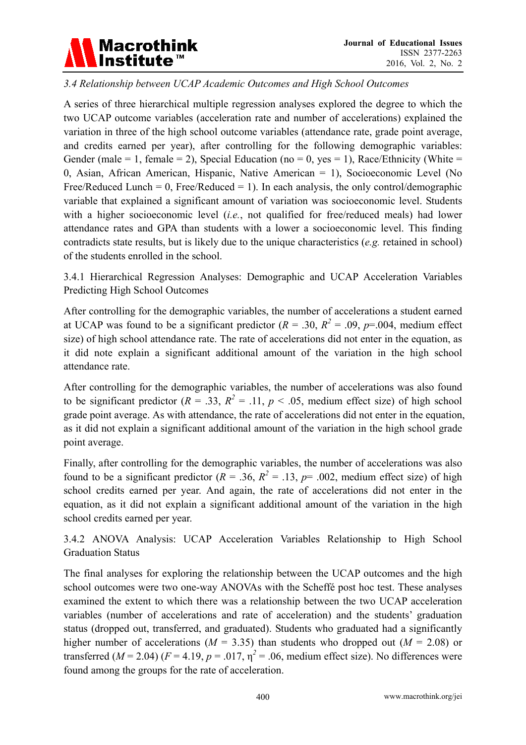### *3.4 Relationship between UCAP Academic Outcomes and High School Outcomes*

A series of three hierarchical multiple regression analyses explored the degree to which the two UCAP outcome variables (acceleration rate and number of accelerations) explained the variation in three of the high school outcome variables (attendance rate, grade point average, and credits earned per year), after controlling for the following demographic variables: Gender (male = 1, female = 2), Special Education (no = 0, yes = 1), Race/Ethnicity (White = 0, Asian, African American, Hispanic, Native American = 1), Socioeconomic Level (No Free/Reduced Lunch = 0, Free/Reduced = 1). In each analysis, the only control/demographic variable that explained a significant amount of variation was socioeconomic level. Students with a higher socioeconomic level (*i.e.*, not qualified for free/reduced meals) had lower attendance rates and GPA than students with a lower a socioeconomic level. This finding contradicts state results, but is likely due to the unique characteristics (*e.g.* retained in school) of the students enrolled in the school.

#### 3.4.1 Hierarchical Regression Analyses: Demographic and UCAP Acceleration Variables Predicting High School Outcomes

After controlling for the demographic variables, the number of accelerations a student earned at UCAP was found to be a significant predictor ($R$ = .30, $R^2$ = .09, $p$=.004, medium effect size) of high school attendance rate. The rate of accelerations did not enter in the equation, as it did note explain a significant additional amount of the variation in the high school attendance rate.

After controlling for the demographic variables, the number of accelerations was also found to be significant predictor ($R$ = .33, $R^2$ = .11, $p$ < .05, medium effect size) of high school grade point average. As with attendance, the rate of accelerations did not enter in the equation, as it did not explain a significant additional amount of the variation in the high school grade point average.

Finally, after controlling for the demographic variables, the number of accelerations was also found to be a significant predictor ($R$ = .36, $R^2$ = .13, $p$= .002, medium effect size) of high school credits earned per year. And again, the rate of accelerations did not enter in the equation, as it did not explain a significant additional amount of the variation in the high school credits earned per year.

#### 3.4.2 ANOVA Analysis: UCAP Acceleration Variables Relationship to High School Graduation Status

The final analyses for exploring the relationship between the UCAP outcomes and the high school outcomes were two one-way ANOVAs with the Scheffé post hoc test. These analyses examined the extent to which there was a relationship between the two UCAP acceleration variables (number of accelerations and rate of acceleration) and the students' graduation status (dropped out, transferred, and graduated). Students who graduated had a significantly higher number of accelerations ($M$ = 3.35) than students who dropped out ($M$ = 2.08) or transferred ($M$ = 2.04) ($F$ = 4.19, $p$ = .017, $\eta^2$ = .06, medium effect size). No differences were found among the groups for the rate of acceleration.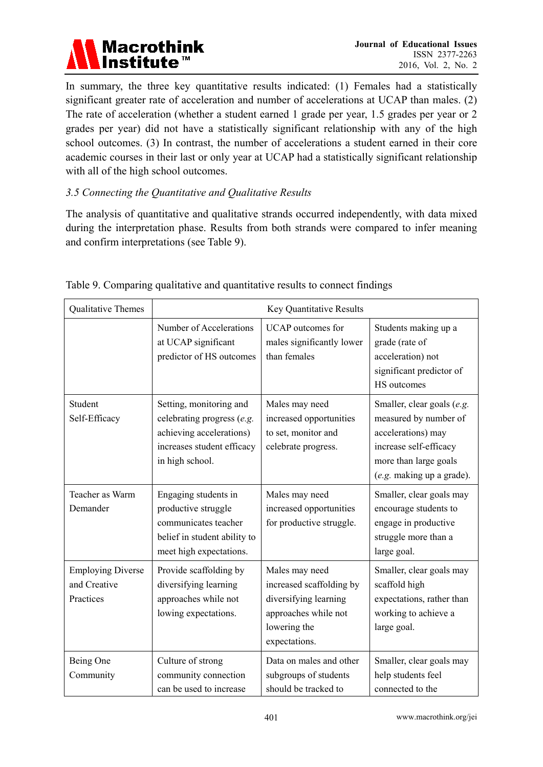In summary, the three key quantitative results indicated: (1) Females had a statistically significant greater rate of acceleration and number of accelerations at UCAP than males. (2) The rate of acceleration (whether a student earned 1 grade per year, 1.5 grades per year or 2 grades per year) did not have a statistically significant relationship with any of the high school outcomes. (3) In contrast, the number of accelerations a student earned in their core academic courses in their last or only year at UCAP had a statistically significant relationship with all of the high school outcomes.

*3.5 Connecting the Quantitative and Qualitative Results*

The analysis of quantitative and qualitative strands occurred independently, with data mixed during the interpretation phase. Results from both strands were compared to infer meaning and confirm interpretations (see Table 9).

Table 9. Comparing qualitative and quantitative results to connect findings

| Qualitative Themes | Key Quantitative Results | | |
|---|---|---|---|
| | Number of Accelerations at UCAP significant predictor of HS outcomes | UCAP outcomes for males significantly lower than females | Students making up a grade (rate of acceleration) not significant predictor of HS outcomes |
| Student Self-Efficacy | Setting, monitoring and celebrating progress (*e.g.* achieving accelerations) increases student efficacy in high school. | Males may need increased opportunities to set, monitor and celebrate progress. | Smaller, clear goals (*e.g.* measured by number of accelerations) may increase self-efficacy more than large goals (*e.g.* making up a grade). |
| Teacher as Warm Demander | Engaging students in productive struggle communicates teacher belief in student ability to meet high expectations. | Males may need increased opportunities for productive struggle. | Smaller, clear goals may encourage students to engage in productive struggle more than a large goal. |
| Employing Diverse and Creative Practices | Provide scaffolding by diversifying learning approaches while not lowing expectations. | Males may need increased scaffolding by diversifying learning approaches while not lowering the expectations. | Smaller, clear goals may scaffold high expectations, rather than working to achieve a large goal. |
| Being One Community | Culture of strong community connection can be used to increase | Data on males and other subgroups of students should be tracked to | Smaller, clear goals may help students feel connected to the |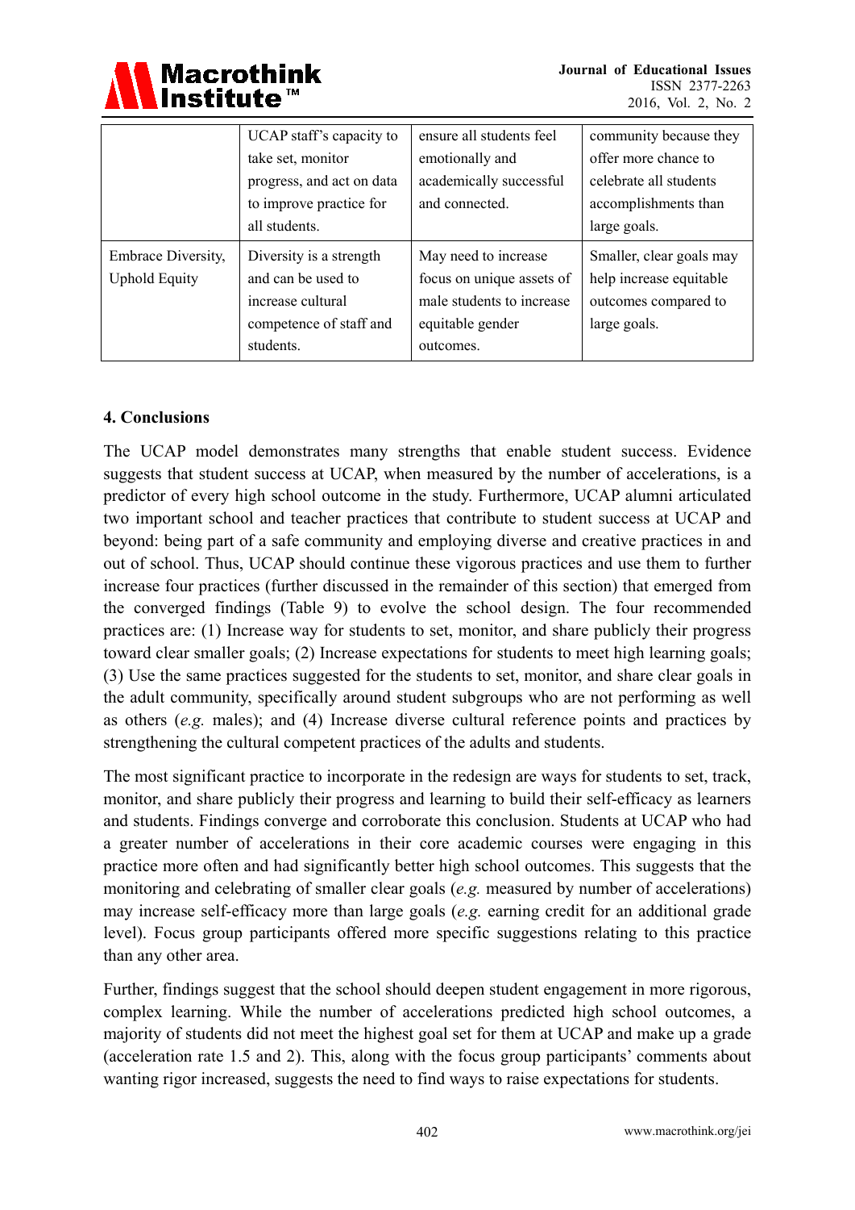| | | | |
|---|---|---|---|
| | UCAP staff's capacity to take set, monitor progress, and act on data to improve practice for all students. | ensure all students feel emotionally and academically successful and connected. | community because they offer more chance to celebrate all students accomplishments than large goals. |
| Embrace Diversity, Uphold Equity | Diversity is a strength and can be used to increase cultural competence of staff and students. | May need to increase focus on unique assets of male students to increase equitable gender outcomes. | Smaller, clear goals may help increase equitable outcomes compared to large goals. |

## 4. Conclusions

The UCAP model demonstrates many strengths that enable student success. Evidence suggests that student success at UCAP, when measured by the number of accelerations, is a predictor of every high school outcome in the study. Furthermore, UCAP alumni articulated two important school and teacher practices that contribute to student success at UCAP and beyond: being part of a safe community and employing diverse and creative practices in and out of school. Thus, UCAP should continue these vigorous practices and use them to further increase four practices (further discussed in the remainder of this section) that emerged from the converged findings (Table 9) to evolve the school design. The four recommended practices are: (1) Increase way for students to set, monitor, and share publicly their progress toward clear smaller goals; (2) Increase expectations for students to meet high learning goals; (3) Use the same practices suggested for the students to set, monitor, and share clear goals in the adult community, specifically around student subgroups who are not performing as well as others (*e.g.* males); and (4) Increase diverse cultural reference points and practices by strengthening the cultural competent practices of the adults and students.

The most significant practice to incorporate in the redesign are ways for students to set, track, monitor, and share publicly their progress and learning to build their self-efficacy as learners and students. Findings converge and corroborate this conclusion. Students at UCAP who had a greater number of accelerations in their core academic courses were engaging in this practice more often and had significantly better high school outcomes. This suggests that the monitoring and celebrating of smaller clear goals (*e.g.* measured by number of accelerations) may increase self-efficacy more than large goals (*e.g.* earning credit for an additional grade level). Focus group participants offered more specific suggestions relating to this practice than any other area.

Further, findings suggest that the school should deepen student engagement in more rigorous, complex learning. While the number of accelerations predicted high school outcomes, a majority of students did not meet the highest goal set for them at UCAP and make up a grade (acceleration rate 1.5 and 2). This, along with the focus group participants' comments about wanting rigor increased, suggests the need to find ways to raise expectations for students.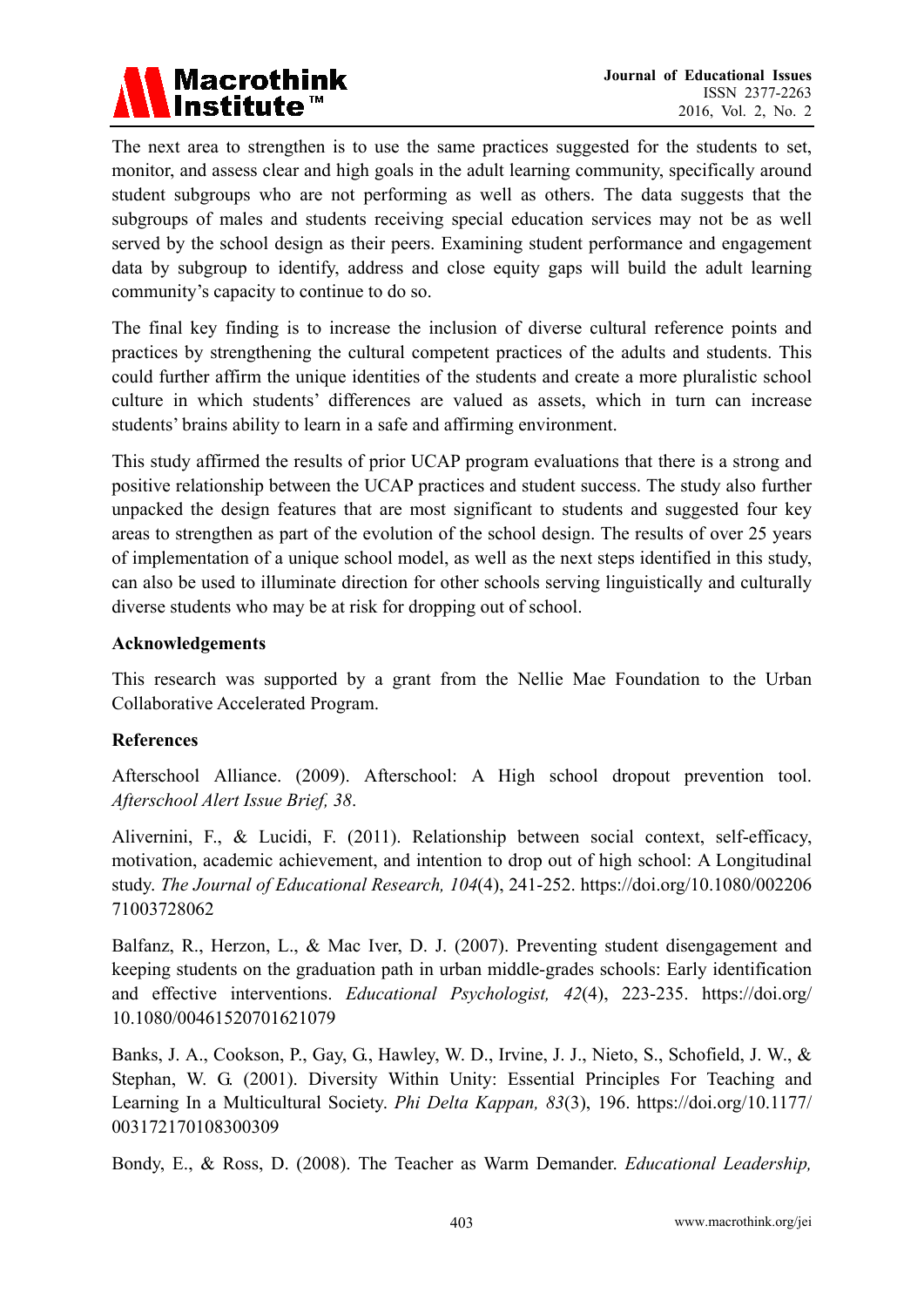The next area to strengthen is to use the same practices suggested for the students to set, monitor, and assess clear and high goals in the adult learning community, specifically around student subgroups who are not performing as well as others. The data suggests that the subgroups of males and students receiving special education services may not be as well served by the school design as their peers. Examining student performance and engagement data by subgroup to identify, address and close equity gaps will build the adult learning community's capacity to continue to do so.

The final key finding is to increase the inclusion of diverse cultural reference points and practices by strengthening the cultural competent practices of the adults and students. This could further affirm the unique identities of the students and create a more pluralistic school culture in which students' differences are valued as assets, which in turn can increase students' brains ability to learn in a safe and affirming environment.

This study affirmed the results of prior UCAP program evaluations that there is a strong and positive relationship between the UCAP practices and student success. The study also further unpacked the design features that are most significant to students and suggested four key areas to strengthen as part of the evolution of the school design. The results of over 25 years of implementation of a unique school model, as well as the next steps identified in this study, can also be used to illuminate direction for other schools serving linguistically and culturally diverse students who may be at risk for dropping out of school.

## Acknowledgements

This research was supported by a grant from the Nellie Mae Foundation to the Urban Collaborative Accelerated Program.

## References

Afterschool Alliance. (2009). Afterschool: A High school dropout prevention tool. *Afterschool Alert Issue Brief, 38*.

Alivernini, F., & Lucidi, F. (2011). Relationship between social context, self-efficacy, motivation, academic achievement, and intention to drop out of high school: A Longitudinal study. *The Journal of Educational Research, 104*(4), 241-252. https://doi.org/10.1080/00220671003728062

Balfanz, R., Herzon, L., & Mac Iver, D. J. (2007). Preventing student disengagement and keeping students on the graduation path in urban middle-grades schools: Early identification and effective interventions. *Educational Psychologist, 42*(4), 223-235. https://doi.org/10.1080/00461520701621079

Banks, J. A., Cookson, P., Gay, G., Hawley, W. D., Irvine, J. J., Nieto, S., Schofield, J. W., & Stephan, W. G. (2001). Diversity Within Unity: Essential Principles For Teaching and Learning In a Multicultural Society. *Phi Delta Kappan, 83*(3), 196. https://doi.org/10.1177/003172170108300309

Bondy, E., & Ross, D. (2008). The Teacher as Warm Demander. *Educational Leadership,*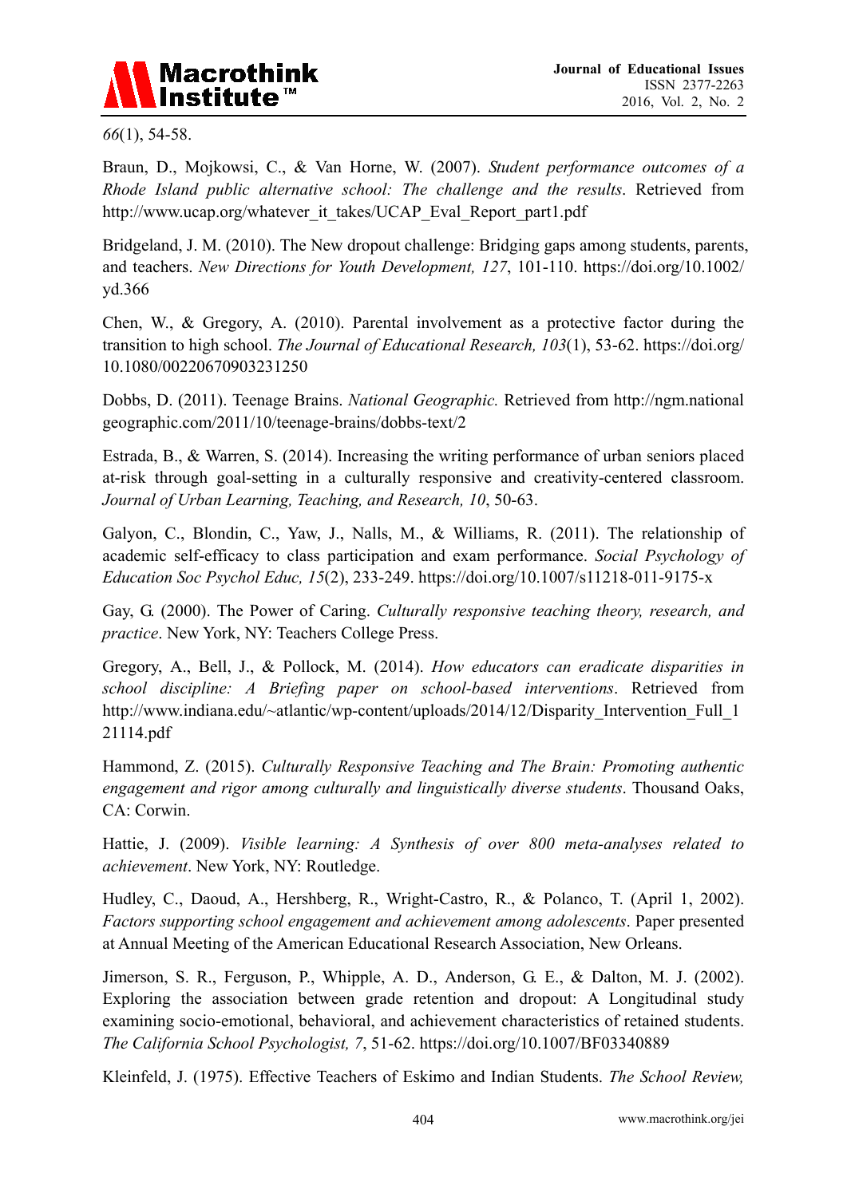*66*(1), 54-58.

Braun, D., Mojkowsi, C., & Van Horne, W. (2007). *Student performance outcomes of a Rhode Island public alternative school: The challenge and the results*. Retrieved from http://www.ucap.org/whatever_it_takes/UCAP_Eval_Report_part1.pdf

Bridgeland, J. M. (2010). The New dropout challenge: Bridging gaps among students, parents, and teachers. *New Directions for Youth Development, 127*, 101-110. https://doi.org/10.1002/yd.366

Chen, W., & Gregory, A. (2010). Parental involvement as a protective factor during the transition to high school. *The Journal of Educational Research, 103*(1), 53-62. https://doi.org/10.1080/00220670903231250

Dobbs, D. (2011). Teenage Brains. *National Geographic.* Retrieved from http://ngm.nationalgeographic.com/2011/10/teenage-brains/dobbs-text/2

Estrada, B., & Warren, S. (2014). Increasing the writing performance of urban seniors placed at-risk through goal-setting in a culturally responsive and creativity-centered classroom. *Journal of Urban Learning, Teaching, and Research, 10*, 50-63.

Galyon, C., Blondin, C., Yaw, J., Nalls, M., & Williams, R. (2011). The relationship of academic self-efficacy to class participation and exam performance. *Social Psychology of Education Soc Psychol Educ, 15*(2), 233-249. https://doi.org/10.1007/s11218-011-9175-x

Gay, G. (2000). The Power of Caring. *Culturally responsive teaching theory, research, and practice*. New York, NY: Teachers College Press.

Gregory, A., Bell, J., & Pollock, M. (2014). *How educators can eradicate disparities in school discipline: A Briefing paper on school-based interventions*. Retrieved from http://www.indiana.edu/~atlantic/wp-content/uploads/2014/12/Disparity_Intervention_Full_121114.pdf

Hammond, Z. (2015). *Culturally Responsive Teaching and The Brain: Promoting authentic engagement and rigor among culturally and linguistically diverse students*. Thousand Oaks, CA: Corwin.

Hattie, J. (2009). *Visible learning: A Synthesis of over 800 meta-analyses related to achievement*. New York, NY: Routledge.

Hudley, C., Daoud, A., Hershberg, R., Wright-Castro, R., & Polanco, T. (April 1, 2002). *Factors supporting school engagement and achievement among adolescents*. Paper presented at Annual Meeting of the American Educational Research Association, New Orleans.

Jimerson, S. R., Ferguson, P., Whipple, A. D., Anderson, G. E., & Dalton, M. J. (2002). Exploring the association between grade retention and dropout: A Longitudinal study examining socio-emotional, behavioral, and achievement characteristics of retained students. *The California School Psychologist, 7*, 51-62. https://doi.org/10.1007/BF03340889

Kleinfeld, J. (1975). Effective Teachers of Eskimo and Indian Students. *The School Review,*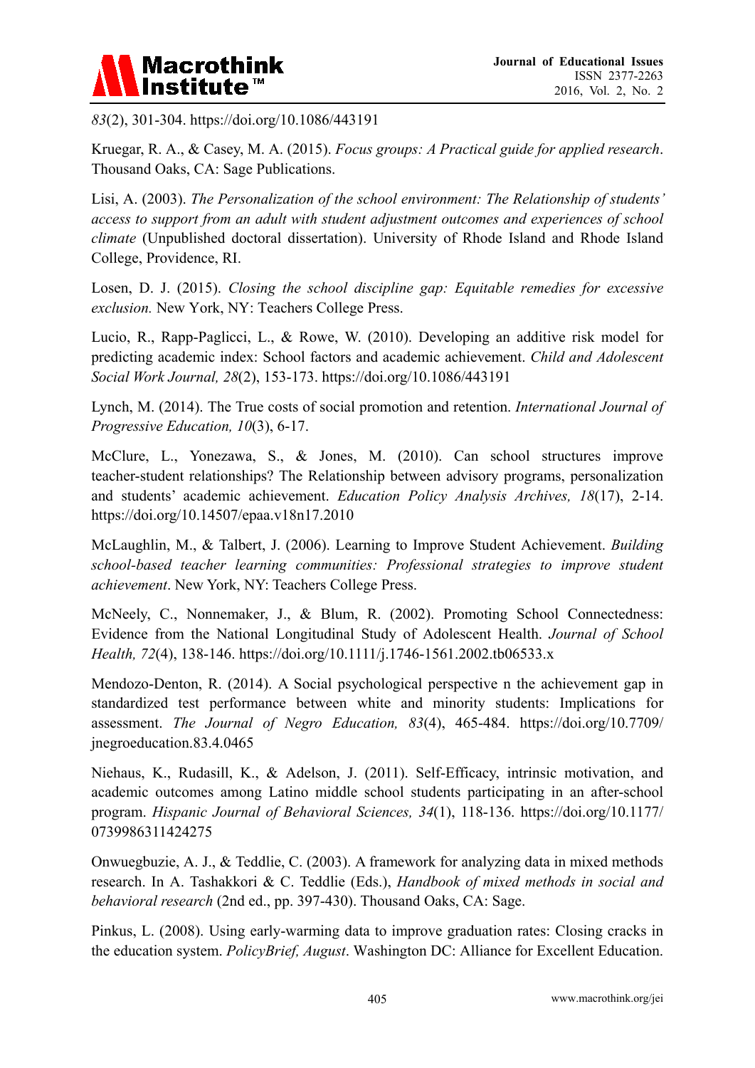*83*(2), 301-304. https://doi.org/10.1086/443191

Kruegar, R. A., & Casey, M. A. (2015). *Focus groups: A Practical guide for applied research*. Thousand Oaks, CA: Sage Publications.

Lisi, A. (2003). *The Personalization of the school environment: The Relationship of students' access to support from an adult with student adjustment outcomes and experiences of school climate* (Unpublished doctoral dissertation). University of Rhode Island and Rhode Island College, Providence, RI.

Losen, D. J. (2015). *Closing the school discipline gap: Equitable remedies for excessive exclusion.* New York, NY: Teachers College Press.

Lucio, R., Rapp-Paglicci, L., & Rowe, W. (2010). Developing an additive risk model for predicting academic index: School factors and academic achievement. *Child and Adolescent Social Work Journal, 28*(2), 153-173. https://doi.org/10.1086/443191

Lynch, M. (2014). The True costs of social promotion and retention. *International Journal of Progressive Education, 10*(3), 6-17.

McClure, L., Yonezawa, S., & Jones, M. (2010). Can school structures improve teacher-student relationships? The Relationship between advisory programs, personalization and students' academic achievement. *Education Policy Analysis Archives, 18*(17), 2-14. https://doi.org/10.14507/epaa.v18n17.2010

McLaughlin, M., & Talbert, J. (2006). Learning to Improve Student Achievement. *Building school-based teacher learning communities: Professional strategies to improve student achievement*. New York, NY: Teachers College Press.

McNeely, C., Nonnemaker, J., & Blum, R. (2002). Promoting School Connectedness: Evidence from the National Longitudinal Study of Adolescent Health. *Journal of School Health, 72*(4), 138-146. https://doi.org/10.1111/j.1746-1561.2002.tb06533.x

Mendozo-Denton, R. (2014). A Social psychological perspective n the achievement gap in standardized test performance between white and minority students: Implications for assessment. *The Journal of Negro Education, 83*(4), 465-484. https://doi.org/10.7709/jnegroeducation.83.4.0465

Niehaus, K., Rudasill, K., & Adelson, J. (2011). Self-Efficacy, intrinsic motivation, and academic outcomes among Latino middle school students participating in an after-school program. *Hispanic Journal of Behavioral Sciences, 34*(1), 118-136. https://doi.org/10.1177/0739986311424275

Onwuegbuzie, A. J., & Teddlie, C. (2003). A framework for analyzing data in mixed methods research. In A. Tashakkori & C. Teddlie (Eds.), *Handbook of mixed methods in social and behavioral research* (2nd ed., pp. 397-430). Thousand Oaks, CA: Sage.

Pinkus, L. (2008). Using early-warming data to improve graduation rates: Closing cracks in the education system. *PolicyBrief, August*. Washington DC: Alliance for Excellent Education.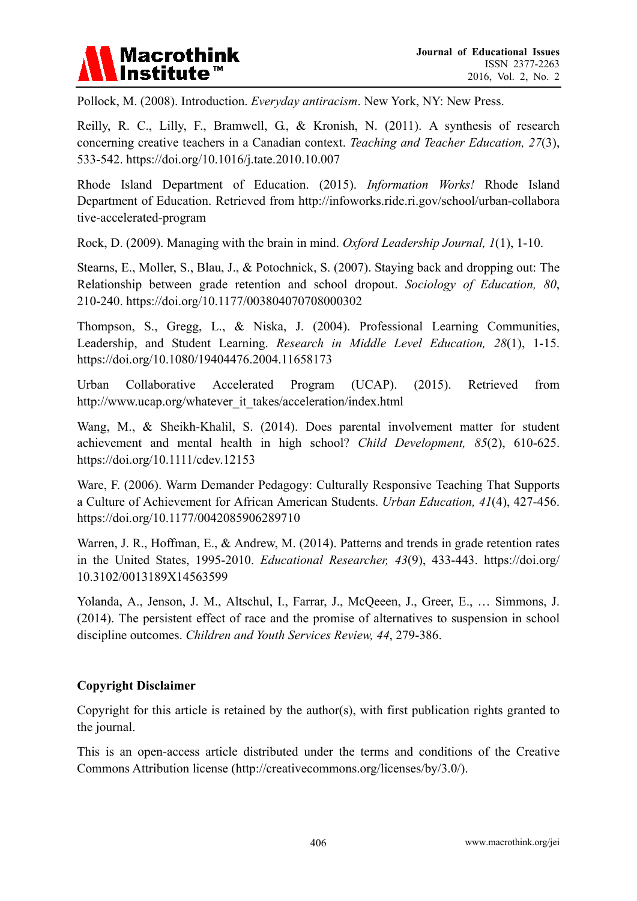Pollock, M. (2008). Introduction. *Everyday antiracism*. New York, NY: New Press.

Reilly, R. C., Lilly, F., Bramwell, G., & Kronish, N. (2011). A synthesis of research concerning creative teachers in a Canadian context. *Teaching and Teacher Education, 27*(3), 533-542. https://doi.org/10.1016/j.tate.2010.10.007

Rhode Island Department of Education. (2015). *Information Works!* Rhode Island Department of Education. Retrieved from http://infoworks.ride.ri.gov/school/urban-collaborative-accelerated-program

Rock, D. (2009). Managing with the brain in mind. *Oxford Leadership Journal, 1*(1), 1-10.

Stearns, E., Moller, S., Blau, J., & Potochnick, S. (2007). Staying back and dropping out: The Relationship between grade retention and school dropout. *Sociology of Education, 80*, 210-240. https://doi.org/10.1177/003804070708000302

Thompson, S., Gregg, L., & Niska, J. (2004). Professional Learning Communities, Leadership, and Student Learning. *Research in Middle Level Education, 28*(1), 1-15. https://doi.org/10.1080/19404476.2004.11658173

Urban Collaborative Accelerated Program (UCAP). (2015). Retrieved from http://www.ucap.org/whatever_it_takes/acceleration/index.html

Wang, M., & Sheikh-Khalil, S. (2014). Does parental involvement matter for student achievement and mental health in high school? *Child Development, 85*(2), 610-625. https://doi.org/10.1111/cdev.12153

Ware, F. (2006). Warm Demander Pedagogy: Culturally Responsive Teaching That Supports a Culture of Achievement for African American Students. *Urban Education, 41*(4), 427-456. https://doi.org/10.1177/0042085906289710

Warren, J. R., Hoffman, E., & Andrew, M. (2014). Patterns and trends in grade retention rates in the United States, 1995-2010. *Educational Researcher, 43*(9), 433-443. https://doi.org/10.3102/0013189X14563599

Yolanda, A., Jenson, J. M., Altschul, I., Farrar, J., McQeeen, J., Greer, E., … Simmons, J. (2014). The persistent effect of race and the promise of alternatives to suspension in school discipline outcomes. *Children and Youth Services Review, 44*, 279-386.

## Copyright Disclaimer

Copyright for this article is retained by the author(s), with first publication rights granted to the journal.

This is an open-access article distributed under the terms and conditions of the Creative Commons Attribution license (http://creativecommons.org/licenses/by/3.0/).